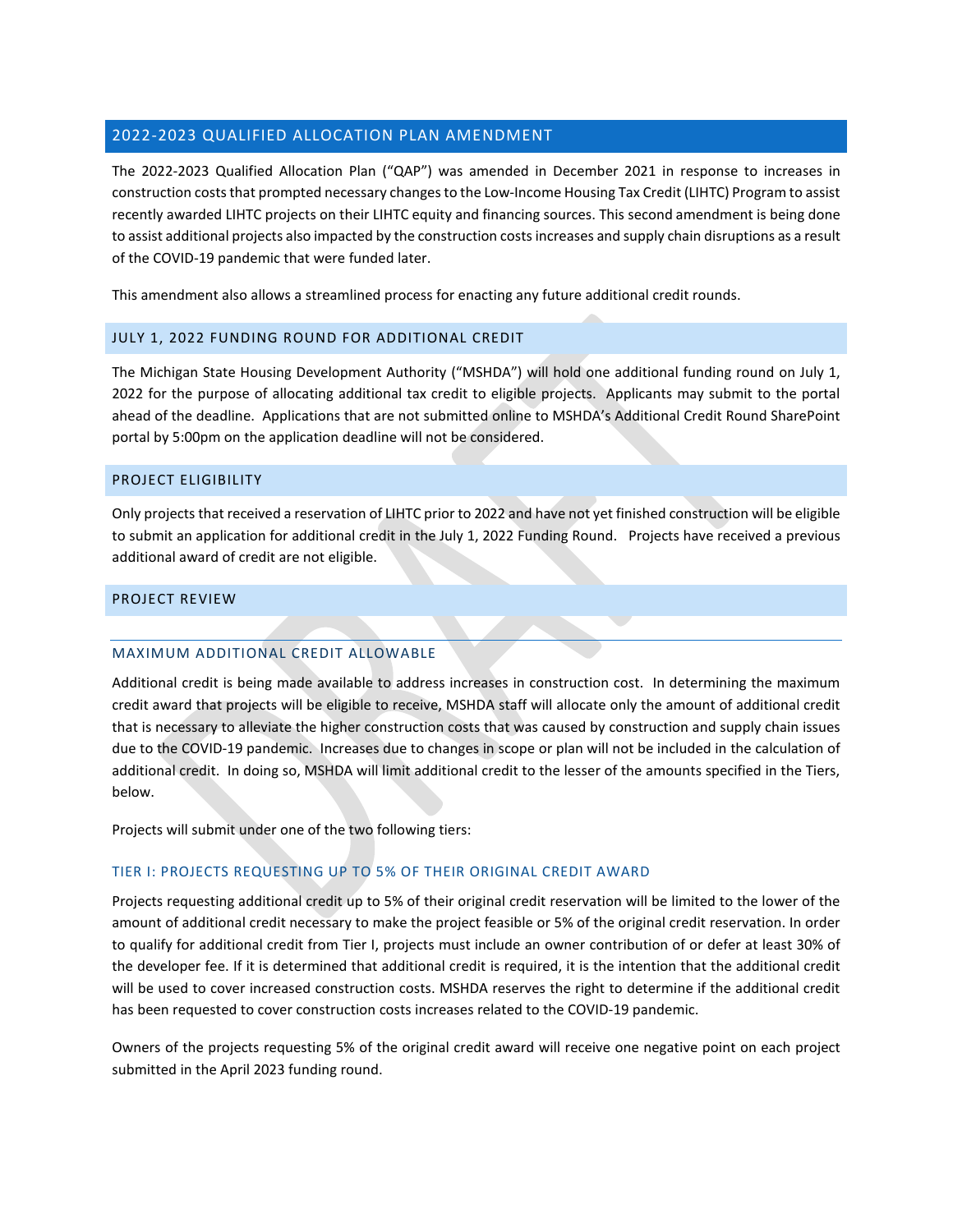## 2022-2023 QUALIFIED ALLOCATION PLAN AMENDMENT

The 2022-2023 Qualified Allocation Plan ("QAP") was amended in December 2021 in response to increases in construction costs that prompted necessary changes to the Low-Income Housing Tax Credit (LIHTC) Program to assist recently awarded LIHTC projects on their LIHTC equity and financing sources. This second amendment is being done to assist additional projects also impacted by the construction costs increases and supply chain disruptions as a result of the COVID-19 pandemic that were funded later.

This amendment also allows a streamlined process for enacting any future additional credit rounds.

### JULY 1, 2022 FUNDING ROUND FOR ADDITIONAL CREDIT

The Michigan State Housing Development Authority ("MSHDA") will hold one additional funding round on July 1, 2022 for the purpose of allocating additional tax credit to eligible projects. Applicants may submit to the portal ahead of the deadline. Applications that are not submitted online to MSHDA's Additional Credit Round SharePoint portal by 5:00pm on the application deadline will not be considered.

### PROJECT ELIGIBILITY

Only projects that received a reservation of LIHTC prior to 2022 and have not yet finished construction will be eligible to submit an application for additional credit in the July 1, 2022 Funding Round. Projects have received a previous additional award of credit are not eligible.

### PROJECT REVIEW

#### MAXIMUM ADDITIONAL CREDIT ALLOWABLE

Additional credit is being made available to address increases in construction cost. In determining the maximum credit award that projects will be eligible to receive, MSHDA staff will allocate only the amount of additional credit that is necessary to alleviate the higher construction costs that was caused by construction and supply chain issues due to the COVID-19 pandemic. Increases due to changes in scope or plan will not be included in the calculation of additional credit. In doing so, MSHDA will limit additional credit to the lesser of the amounts specified in the Tiers, below.

Projects will submit under one of the two following tiers:

#### TIER I: PROJECTS REQUESTING UP TO 5% OF THEIR ORIGINAL CREDIT AWARD

Projects requesting additional credit up to 5% of their original credit reservation will be limited to the lower of the amount of additional credit necessary to make the project feasible or 5% of the original credit reservation. In order to qualify for additional credit from Tier I, projects must include an owner contribution of or defer at least 30% of the developer fee. If it is determined that additional credit is required, it is the intention that the additional credit will be used to cover increased construction costs. MSHDA reserves the right to determine if the additional credit has been requested to cover construction costs increases related to the COVID-19 pandemic.

Owners of the projects requesting 5% of the original credit award will receive one negative point on each project submitted in the April 2023 funding round.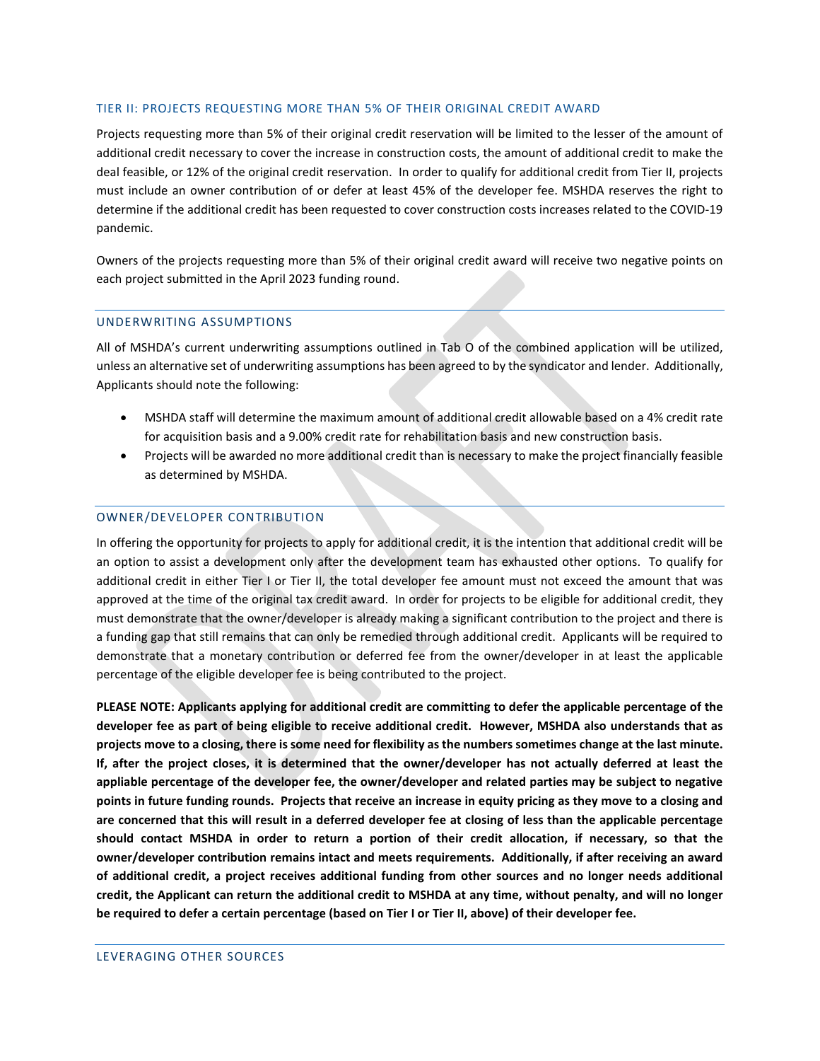## TIER II: PROJECTS REQUESTING MORE THAN 5% OF THEIR ORIGINAL CREDIT AWARD

Projects requesting more than 5% of their original credit reservation will be limited to the lesser of the amount of additional credit necessary to cover the increase in construction costs, the amount of additional credit to make the deal feasible, or 12% of the original credit reservation. In order to qualify for additional credit from Tier II, projects must include an owner contribution of or defer at least 45% of the developer fee. MSHDA reserves the right to determine if the additional credit has been requested to cover construction costs increases related to the COVID-19 pandemic.

Owners of the projects requesting more than 5% of their original credit award will receive two negative points on each project submitted in the April 2023 funding round.

## UNDERWRITING ASSUMPTIONS

All of MSHDA's current underwriting assumptions outlined in Tab O of the combined application will be utilized, unless an alternative set of underwriting assumptions has been agreed to by the syndicator and lender. Additionally, Applicants should note the following:

- MSHDA staff will determine the maximum amount of additional credit allowable based on a 4% credit rate for acquisition basis and a 9.00% credit rate for rehabilitation basis and new construction basis.
- Projects will be awarded no more additional credit than is necessary to make the project financially feasible as determined by MSHDA.

## OWNER/DEVELOPER CONTRIBUTION

In offering the opportunity for projects to apply for additional credit, it is the intention that additional credit will be an option to assist a development only after the development team has exhausted other options. To qualify for additional credit in either Tier I or Tier II, the total developer fee amount must not exceed the amount that was approved at the time of the original tax credit award. In order for projects to be eligible for additional credit, they must demonstrate that the owner/developer is already making a significant contribution to the project and there is a funding gap that still remains that can only be remedied through additional credit. Applicants will be required to demonstrate that a monetary contribution or deferred fee from the owner/developer in at least the applicable percentage of the eligible developer fee is being contributed to the project.

**PLEASE NOTE: Applicants applying for additional credit are committing to defer the applicable percentage of the developer fee as part of being eligible to receive additional credit. However, MSHDA also understands that as projects move to a closing, there is some need for flexibility as the numbers sometimes change at the last minute. If, after the project closes, it is determined that the owner/developer has not actually deferred at least the appliable percentage of the developer fee, the owner/developer and related parties may be subject to negative points in future funding rounds. Projects that receive an increase in equity pricing as they move to a closing and are concerned that this will result in a deferred developer fee at closing of less than the applicable percentage should contact MSHDA in order to return a portion of their credit allocation, if necessary, so that the owner/developer contribution remains intact and meets requirements. Additionally, if after receiving an award of additional credit, a project receives additional funding from other sources and no longer needs additional credit, the Applicant can return the additional credit to MSHDA at any time, without penalty, and will no longer be required to defer a certain percentage (based on Tier I or Tier II, above) of their developer fee.**

## LEVERAGING OTHER SOURCES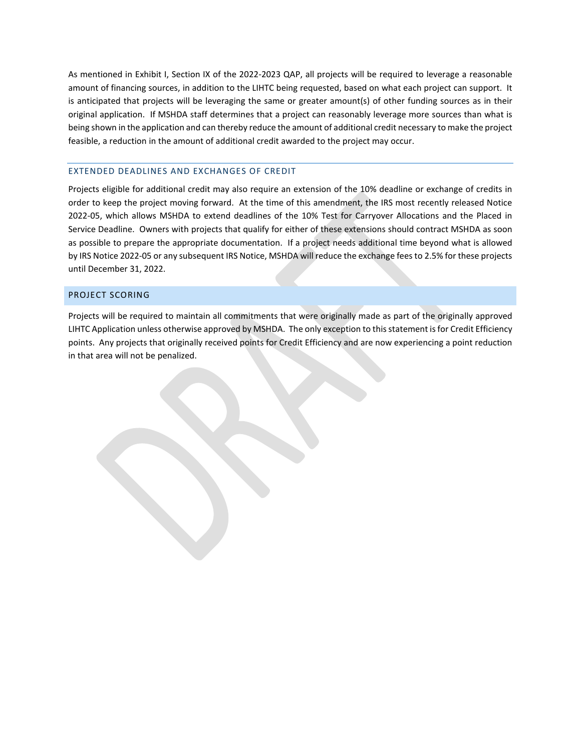As mentioned in Exhibit I, Section IX of the 2022-2023 QAP, all projects will be required to leverage a reasonable amount of financing sources, in addition to the LIHTC being requested, based on what each project can support. It is anticipated that projects will be leveraging the same or greater amount(s) of other funding sources as in their original application. If MSHDA staff determines that a project can reasonably leverage more sources than what is being shown in the application and can thereby reduce the amount of additional credit necessary to make the project feasible, a reduction in the amount of additional credit awarded to the project may occur.

### EXTENDED DEADLINES AND EXCHANGES OF CREDIT

Projects eligible for additional credit may also require an extension of the 10% deadline or exchange of credits in order to keep the project moving forward. At the time of this amendment, the IRS most recently released Notice 2022-05, which allows MSHDA to extend deadlines of the 10% Test for Carryover Allocations and the Placed in Service Deadline. Owners with projects that qualify for either of these extensions should contract MSHDA as soon as possible to prepare the appropriate documentation. If a project needs additional time beyond what is allowed by IRS Notice 2022-05 or any subsequent IRS Notice, MSHDA will reduce the exchange fees to 2.5% for these projects until December 31, 2022.

## PROJECT SCORING

Projects will be required to maintain all commitments that were originally made as part of the originally approved LIHTC Application unless otherwise approved by MSHDA. The only exception to this statement is for Credit Efficiency points. Any projects that originally received points for Credit Efficiency and are now experiencing a point reduction in that area will not be penalized.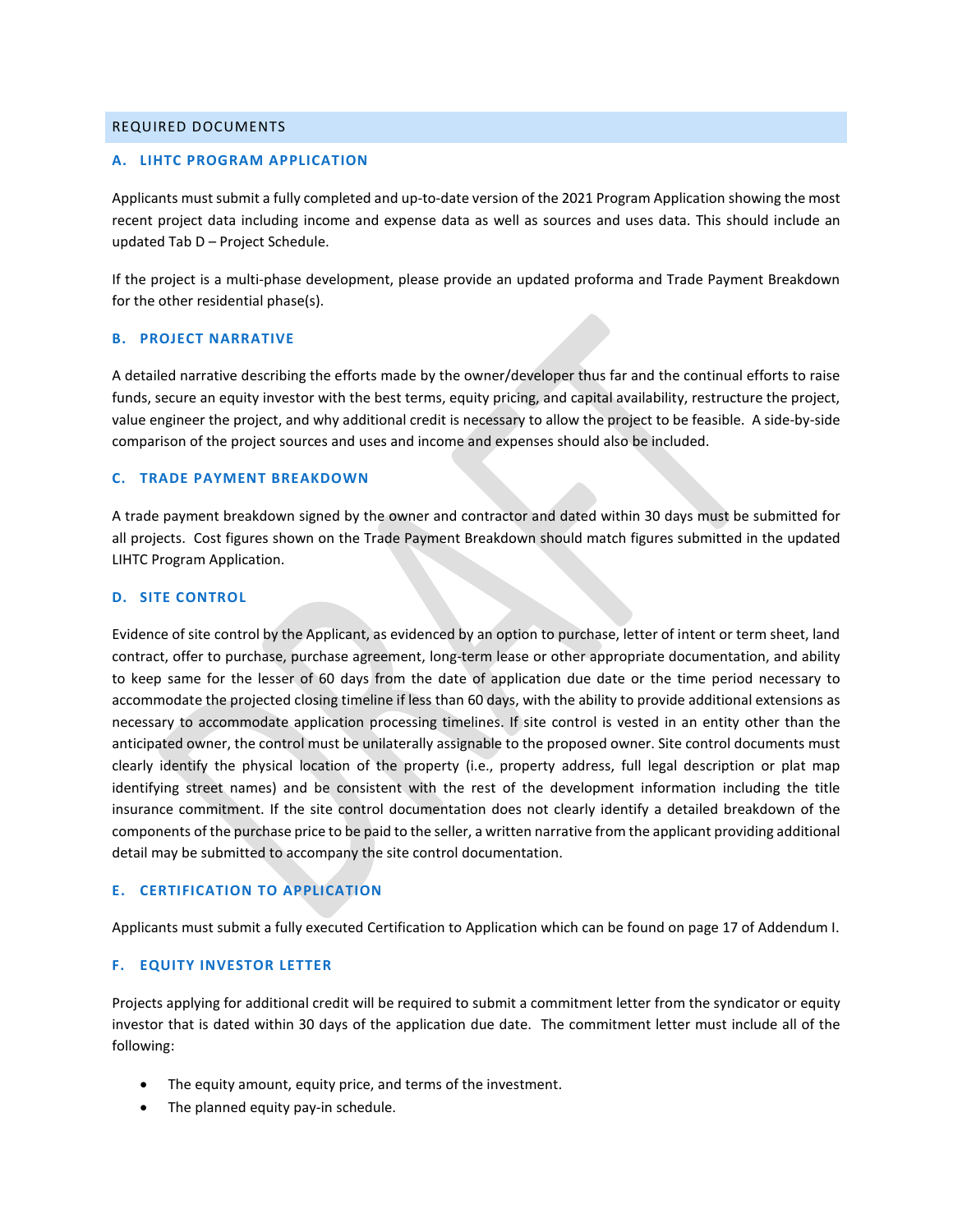## REQUIRED DOCUMENTS

### A. LIHTC PROGRAM APPLICATION

Applicants must submit a fully completed and up-to-date version of the 2021 Program Application showing the most recent project data including income and expense data as well as sources and uses data. This should include an updated Tab D – Project Schedule.

If the project is a multi-phase development, please provide an updated proforma and Trade Payment Breakdown for the other residential phase(s).

### B. PROJECT NARRATIVE

A detailed narrative describing the efforts made by the owner/developer thus far and the continual efforts to raise funds, secure an equity investor with the best terms, equity pricing, and capital availability, restructure the project, value engineer the project, and why additional credit is necessary to allow the project to be feasible. A side-by-side comparison of the project sources and uses and income and expenses should also be included.

### C. TRADE PAYMENT BREAKDOWN

A trade payment breakdown signed by the owner and contractor and dated within 30 days must be submitted for all projects. Cost figures shown on the Trade Payment Breakdown should match figures submitted in the updated LIHTC Program Application.

### D. SITE CONTROL

Evidence of site control by the Applicant, as evidenced by an option to purchase, letter of intent or term sheet, land contract, offer to purchase, purchase agreement, long-term lease or other appropriate documentation, and ability to keep same for the lesser of 60 days from the date of application due date or the time period necessary to accommodate the projected closing timeline if less than 60 days, with the ability to provide additional extensions as necessary to accommodate application processing timelines. If site control is vested in an entity other than the anticipated owner, the control must be unilaterally assignable to the proposed owner. Site control documents must clearly identify the physical location of the property (i.e., property address, full legal description or plat map identifying street names) and be consistent with the rest of the development information including the title insurance commitment. If the site control documentation does not clearly identify a detailed breakdown of the components of the purchase price to be paid to the seller, a written narrative from the applicant providing additional detail may be submitted to accompany the site control documentation.

### E. CERTIFICATION TO APPLICATION

Applicants must submit a fully executed Certification to Application which can be found on page 17 of Addendum I.

### F. EQUITY INVESTOR LETTER

Projects applying for additional credit will be required to submit a commitment letter from the syndicator or equity investor that is dated within 30 days of the application due date. The commitment letter must include all of the following:

- The equity amount, equity price, and terms of the investment.
- The planned equity pay-in schedule.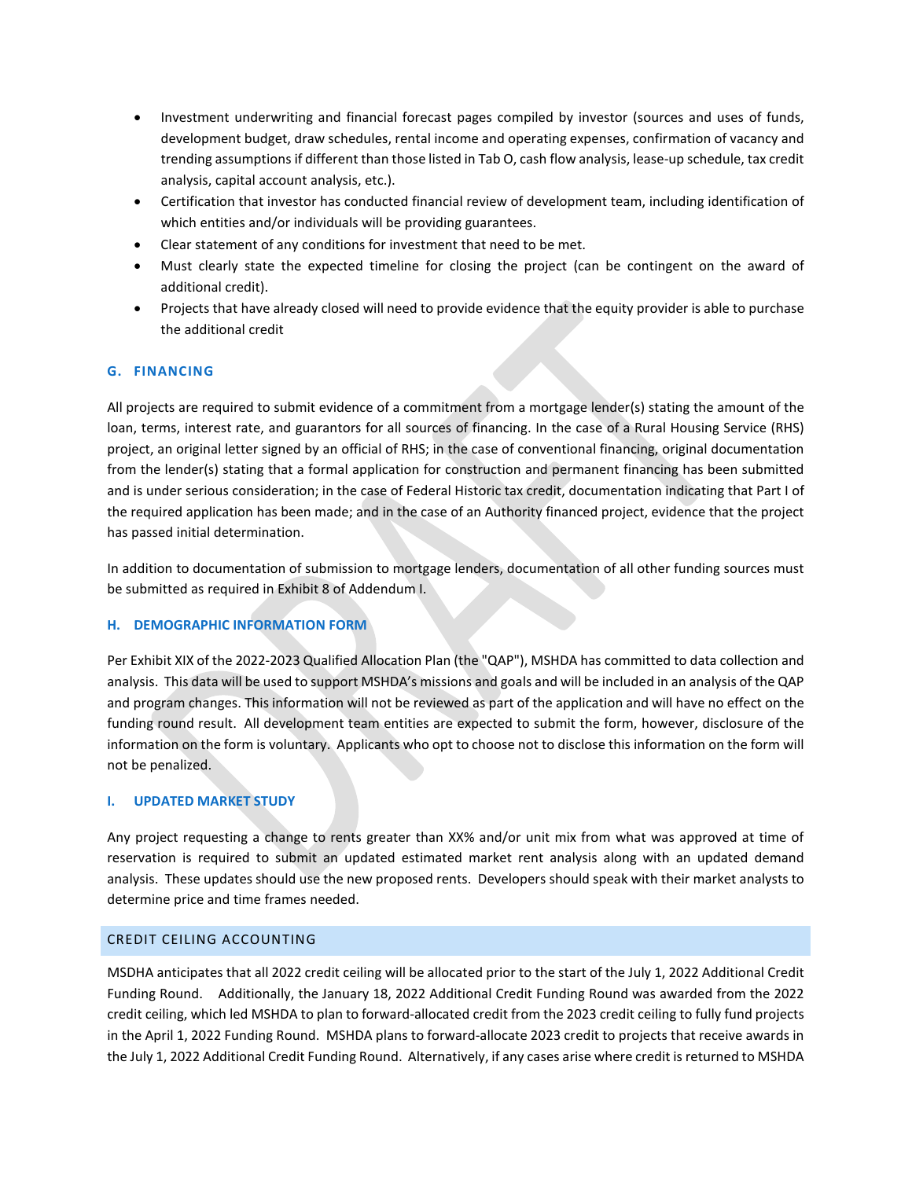- Investment underwriting and financial forecast pages compiled by investor (sources and uses of funds, development budget, draw schedules, rental income and operating expenses, confirmation of vacancy and trending assumptions if different than those listed in Tab O, cash flow analysis, lease-up schedule, tax credit analysis, capital account analysis, etc.).
- Certification that investor has conducted financial review of development team, including identification of which entities and/or individuals will be providing guarantees.
- Clear statement of any conditions for investment that need to be met.
- Must clearly state the expected timeline for closing the project (can be contingent on the award of additional credit).
- Projects that have already closed will need to provide evidence that the equity provider is able to purchase the additional credit

### G. FINANCING

All projects are required to submit evidence of a commitment from a mortgage lender(s) stating the amount of the loan, terms, interest rate, and guarantors for all sources of financing. In the case of a Rural Housing Service (RHS) project, an original letter signed by an official of RHS; in the case of conventional financing, original documentation from the lender(s) stating that a formal application for construction and permanent financing has been submitted and is under serious consideration; in the case of Federal Historic tax credit, documentation indicating that Part I of the required application has been made; and in the case of an Authority financed project, evidence that the project has passed initial determination.

In addition to documentation of submission to mortgage lenders, documentation of all other funding sources must be submitted as required in Exhibit 8 of Addendum I.

### H. DEMOGRAPHIC INFORMATION FORM

Per Exhibit XIX of the 2022-2023 Qualified Allocation Plan (the "QAP"), MSHDA has committed to data collection and analysis. This data will be used to support MSHDA's missions and goals and will be included in an analysis of the QAP and program changes. This information will not be reviewed as part of the application and will have no effect on the funding round result. All development team entities are expected to submit the form, however, disclosure of the information on the form is voluntary. Applicants who opt to choose not to disclose this information on the form will not be penalized.

### I. UPDATED MARKET STUDY

Any project requesting a change to rents greater than XX% and/or unit mix from what was approved at time of reservation is required to submit an updated estimated market rent analysis along with an updated demand analysis. These updates should use the new proposed rents. Developers should speak with their market analysts to determine price and time frames needed.

## CREDIT CEILING ACCOUNTING

MSHDA anticipates that all 2022 credit ceiling will be allocated prior to the start of the July 1, 2022 Additional Credit Funding Round. Additionally, the January 18, 2022 Additional Credit Funding Round was awarded from the 2022 credit ceiling, which led MSHDA to plan to forward-allocated credit from the 2023 credit ceiling to fully fund projects in the April 1, 2022 Funding Round. MSHDA plans to forward-allocate 2023 credit to projects that receive awards in the July 1, 2022 Additional Credit Funding Round. Alternatively, if any cases arise where credit is returned to MSHDA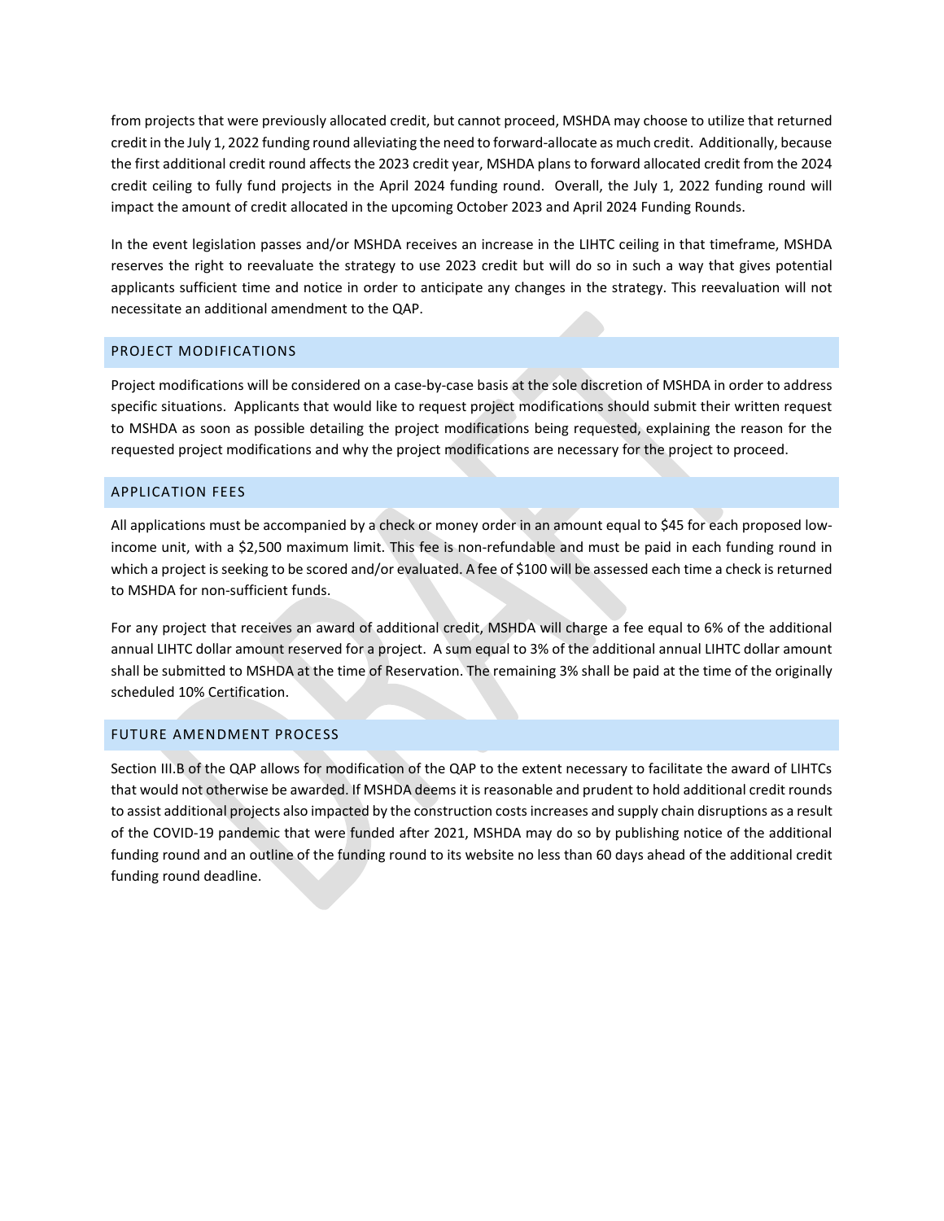from projects that were previously allocated credit, but cannot proceed, MSHDA may choose to utilize that returned credit in the July 1, 2022 funding round alleviating the need to forward-allocate as much credit. Additionally, because the first additional credit round affects the 2023 credit year, MSHDA plans to forward allocated credit from the 2024 credit ceiling to fully fund projects in the April 2024 funding round. Overall, the July 1, 2022 funding round will impact the amount of credit allocated in the upcoming October 2023 and April 2024 Funding Rounds.

In the event legislation passes and/or MSHDA receives an increase in the LIHTC ceiling in that timeframe, MSHDA reserves the right to reevaluate the strategy to use 2023 credit but will do so in such a way that gives potential applicants sufficient time and notice in order to anticipate any changes in the strategy. This reevaluation will not necessitate an additional amendment to the QAP.

## PROJECT MODIFICATIONS

Project modifications will be considered on a case-by-case basis at the sole discretion of MSHDA in order to address specific situations. Applicants that would like to request project modifications should submit their written request to MSHDA as soon as possible detailing the project modifications being requested, explaining the reason for the requested project modifications and why the project modifications are necessary for the project to proceed.

## APPLICATION FEES

All applications must be accompanied by a check or money order in an amount equal to $45 for each proposed low-income unit, with a $2,500 maximum limit. This fee is non-refundable and must be paid in each funding round in which a project is seeking to be scored and/or evaluated. A fee of $100 will be assessed each time a check is returned to MSHDA for non-sufficient funds.

For any project that receives an award of additional credit, MSHDA will charge a fee equal to 6% of the additional annual LIHTC dollar amount reserved for a project. A sum equal to 3% of the additional annual LIHTC dollar amount shall be submitted to MSHDA at the time of Reservation. The remaining 3% shall be paid at the time of the originally scheduled 10% Certification.

## FUTURE AMENDMENT PROCESS

Section III.B of the QAP allows for modification of the QAP to the extent necessary to facilitate the award of LIHTCs that would not otherwise be awarded. If MSHDA deems it is reasonable and prudent to hold additional credit rounds to assist additional projects also impacted by the construction costs increases and supply chain disruptions as a result of the COVID-19 pandemic that were funded after 2021, MSHDA may do so by publishing notice of the additional funding round and an outline of the funding round to its website no less than 60 days ahead of the additional credit funding round deadline.